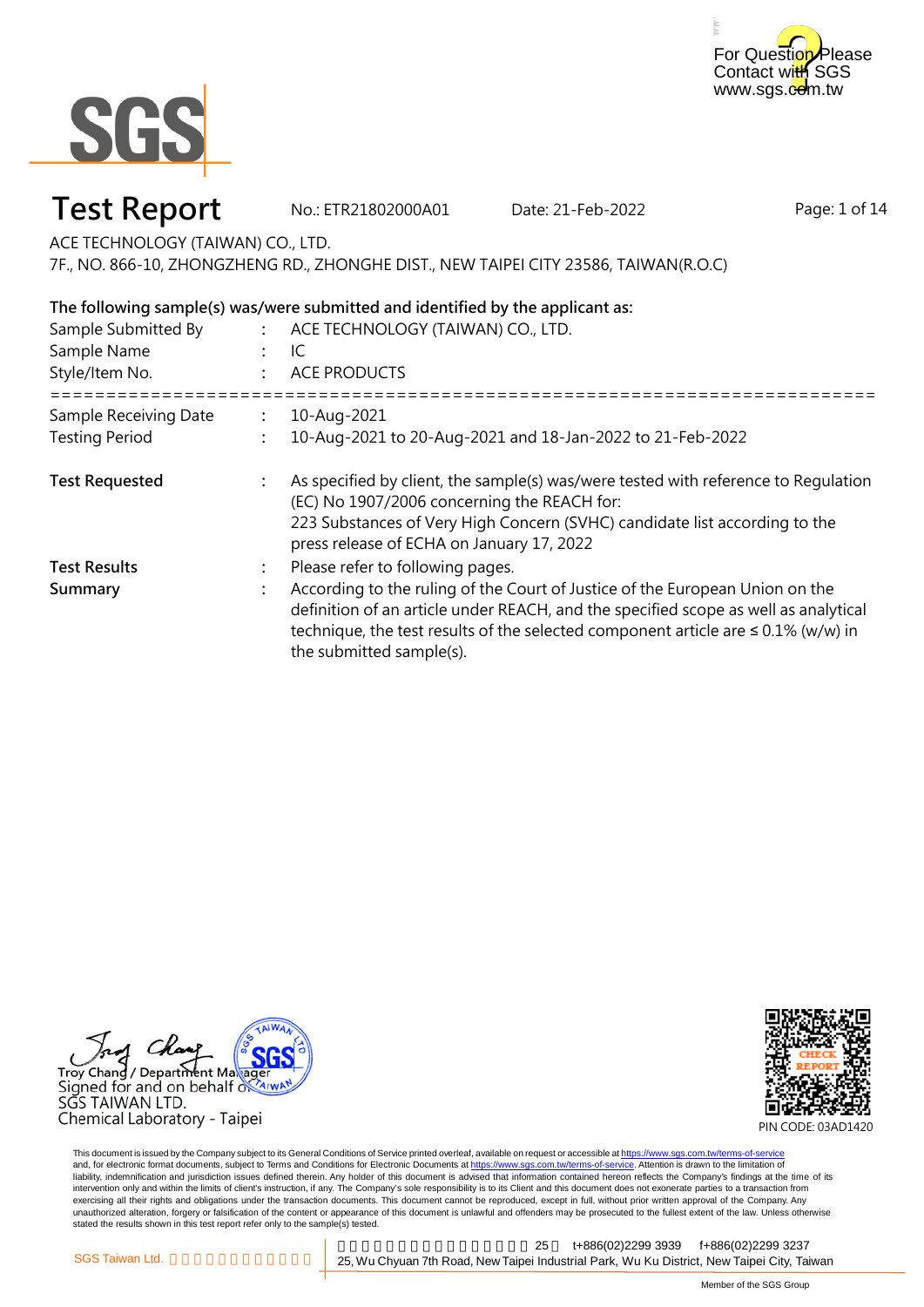For Question Please Contact with SGS
www.sgs.com.tw

# Test Report

No.: ETR21802000A01 Date: 21-Feb-2022

ACE TECHNOLOGY (TAIWAN) CO., LTD.
7F., NO. 866-10, ZHONGZHENG RD., ZHONGHE DIST., NEW TAIPEI CITY 23586, TAIWAN(R.O.C)

**The following sample(s) was/were submitted and identified by the applicant as:**

| | | |
|---|---|---|
| Sample Submitted By | : | ACE TECHNOLOGY (TAIWAN) CO., LTD. |
| Sample Name | : | IC |
| Style/Item No. | : | ACE PRODUCTS |

===========================================================================

| | | |
|---|---|---|
| Sample Receiving Date | : | 10-Aug-2021 |
| Testing Period | : | 10-Aug-2021 to 20-Aug-2021 and 18-Jan-2022 to 21-Feb-2022 |
| **Test Requested** | : | As specified by client, the sample(s) was/were tested with reference to Regulation (EC) No 1907/2006 concerning the REACH for: 223 Substances of Very High Concern (SVHC) candidate list according to the press release of ECHA on January 17, 2022 |
| **Test Results** | : | Please refer to following pages. |
| **Summary** | : | According to the ruling of the Court of Justice of the European Union on the definition of an article under REACH, and the specified scope as well as analytical technique, the test results of the selected component article are ≤ 0.1% (w/w) in the submitted sample(s). |

Troy Chang / Department Manager
Signed for and on behalf of
SGS TAIWAN LTD.
Chemical Laboratory - Taipei

PIN CODE: 03AD1420

This document is issued by the Company subject to its General Conditions of Service printed overleaf, available on request or accessible at https://www.sgs.com.tw/terms-of-service and, for electronic format documents, subject to Terms and Conditions for Electronic Documents at https://www.sgs.com.tw/terms-of-service. Attention is drawn to the limitation of liability, indemnification and jurisdiction issues defined therein. Any holder of this document is advised that information contained hereon reflects the Company's findings at the time of its intervention only and within the limits of client's instruction, if any. The Company's sole responsibility is to its Client and this document does not exonerate parties to a transaction from exercising all their rights and obligations under the transaction documents. This document cannot be reproduced, except in full, without prior written approval of the Company. Any unauthorized alteration, forgery or falsification of the content or appearance of this document is unlawful and offenders may be prosecuted to the fullest extent of the law. Unless otherwise stated the results shown in this test report refer only to the sample(s) tested.

SGS Taiwan Ltd. | 25 t+886(02)2299 3939 f+886(02)2299 3237
25, Wu Chyuan 7th Road, New Taipei Industrial Park, Wu Ku District, New Taipei City, Taiwan

Member of the SGS Group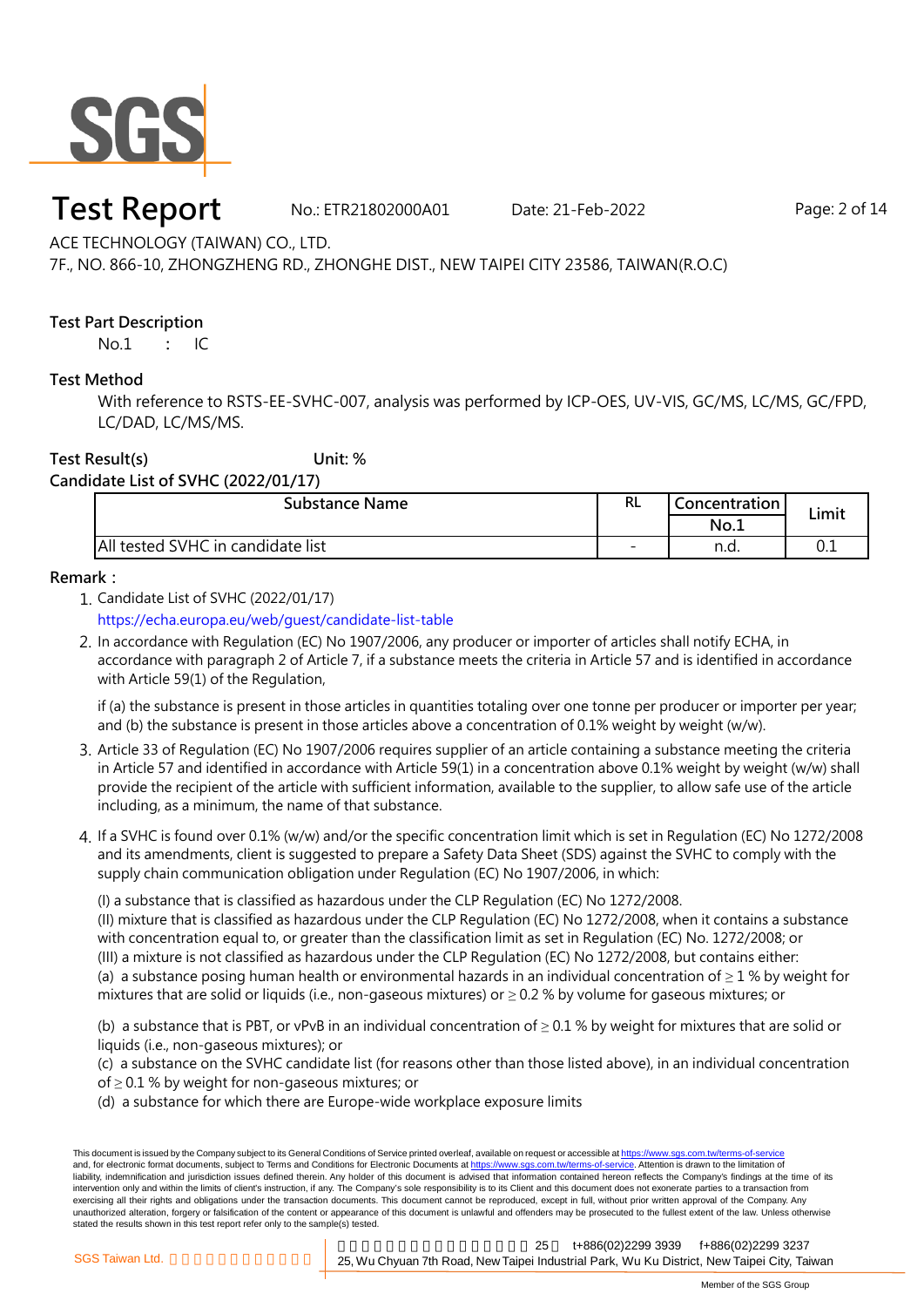# Test Report

No.: ETR21802000A01 Date: 21-Feb-2022

ACE TECHNOLOGY (TAIWAN) CO., LTD.

7F., NO. 866-10, ZHONGZHENG RD., ZHONGHE DIST., NEW TAIPEI CITY 23586, TAIWAN(R.O.C)

**Test Part Description**

No.1 : IC

**Test Method**

With reference to RSTS-EE-SVHC-007, analysis was performed by ICP-OES, UV-VIS, GC/MS, LC/MS, GC/FPD, LC/DAD, LC/MS/MS.

**Test Result(s)** **Unit: %**

**Candidate List of SVHC (2022/01/17)**

| Substance Name | RL | Concentration | Limit |
|---|---|---|---|
| | | No.1 | |
| All tested SVHC in candidate list | - | n.d. | 0.1 |

**Remark :**

1. Candidate List of SVHC (2022/01/17)
   https://echa.europa.eu/web/guest/candidate-list-table
2. In accordance with Regulation (EC) No 1907/2006, any producer or importer of articles shall notify ECHA, in accordance with paragraph 2 of Article 7, if a substance meets the criteria in Article 57 and is identified in accordance with Article 59(1) of the Regulation,

   if (a) the substance is present in those articles in quantities totaling over one tonne per producer or importer per year; and (b) the substance is present in those articles above a concentration of 0.1% weight by weight (w/w).
3. Article 33 of Regulation (EC) No 1907/2006 requires supplier of an article containing a substance meeting the criteria in Article 57 and identified in accordance with Article 59(1) in a concentration above 0.1% weight by weight (w/w) shall provide the recipient of the article with sufficient information, available to the supplier, to allow safe use of the article including, as a minimum, the name of that substance.
4. If a SVHC is found over 0.1% (w/w) and/or the specific concentration limit which is set in Regulation (EC) No 1272/2008 and its amendments, client is suggested to prepare a Safety Data Sheet (SDS) against the SVHC to comply with the supply chain communication obligation under Regulation (EC) No 1907/2006, in which:

   (I) a substance that is classified as hazardous under the CLP Regulation (EC) No 1272/2008.
   (II) mixture that is classified as hazardous under the CLP Regulation (EC) No 1272/2008, when it contains a substance with concentration equal to, or greater than the classification limit as set in Regulation (EC) No. 1272/2008; or
   (III) a mixture is not classified as hazardous under the CLP Regulation (EC) No 1272/2008, but contains either:
   (a) a substance posing human health or environmental hazards in an individual concentration of ≥ 1 % by weight for mixtures that are solid or liquids (i.e., non-gaseous mixtures) or ≥ 0.2 % by volume for gaseous mixtures; or

   (b) a substance that is PBT, or vPvB in an individual concentration of ≥ 0.1 % by weight for mixtures that are solid or liquids (i.e., non-gaseous mixtures); or
   (c) a substance on the SVHC candidate list (for reasons other than those listed above), in an individual concentration of ≥ 0.1 % by weight for non-gaseous mixtures; or
   (d) a substance for which there are Europe-wide workplace exposure limits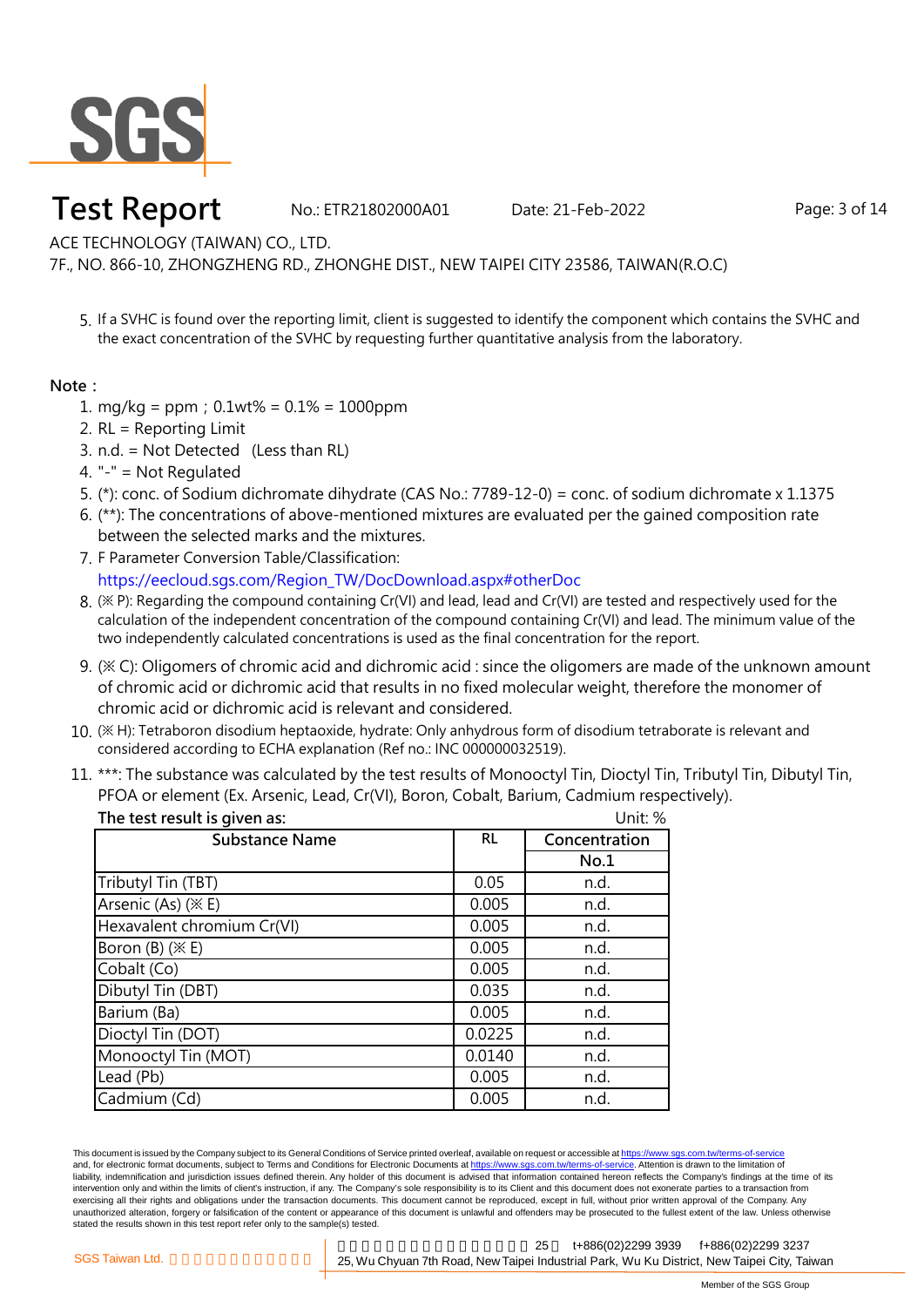# Test Report

No.: ETR21802000A01 Date: 21-Feb-2022

ACE TECHNOLOGY (TAIWAN) CO., LTD.

7F., NO. 866-10, ZHONGZHENG RD., ZHONGHE DIST., NEW TAIPEI CITY 23586, TAIWAN(R.O.C)

5. If a SVHC is found over the reporting limit, client is suggested to identify the component which contains the SVHC and the exact concentration of the SVHC by requesting further quantitative analysis from the laboratory.

**Note：**

1. mg/kg = ppm；0.1wt% = 0.1% = 1000ppm
2. RL = Reporting Limit
3. n.d. = Not Detected (Less than RL)
4. "-" = Not Regulated
5. (*): conc. of Sodium dichromate dihydrate (CAS No.: 7789-12-0) = conc. of sodium dichromate x 1.1375
6. (**): The concentrations of above-mentioned mixtures are evaluated per the gained composition rate between the selected marks and the mixtures.
7. F Parameter Conversion Table/Classification: https://eecloud.sgs.com/Region_TW/DocDownload.aspx#otherDoc
8. (※ P): Regarding the compound containing Cr(VI) and lead, lead and Cr(VI) are tested and respectively used for the calculation of the independent concentration of the compound containing Cr(VI) and lead. The minimum value of the two independently calculated concentrations is used as the final concentration for the report.
9. (※ C): Oligomers of chromic acid and dichromic acid : since the oligomers are made of the unknown amount of chromic acid or dichromic acid that results in no fixed molecular weight, therefore the monomer of chromic acid or dichromic acid is relevant and considered.
10. (※ H): Tetraboron disodium heptaoxide, hydrate: Only anhydrous form of disodium tetraborate is relevant and considered according to ECHA explanation (Ref no.: INC 000000032519).
11. ***: The substance was calculated by the test results of Monooctyl Tin, Dioctyl Tin, Tributyl Tin, Dibutyl Tin, PFOA or element (Ex. Arsenic, Lead, Cr(VI), Boron, Cobalt, Barium, Cadmium respectively).

**The test result is given as:** Unit: %

| Substance Name | RL | Concentration |
|---|---|---|
| | | No.1 |
| Tributyl Tin (TBT) | 0.05 | n.d. |
| Arsenic (As) (※ E) | 0.005 | n.d. |
| Hexavalent chromium Cr(VI) | 0.005 | n.d. |
| Boron (B) (※ E) | 0.005 | n.d. |
| Cobalt (Co) | 0.005 | n.d. |
| Dibutyl Tin (DBT) | 0.035 | n.d. |
| Barium (Ba) | 0.005 | n.d. |
| Dioctyl Tin (DOT) | 0.0225 | n.d. |
| Monooctyl Tin (MOT) | 0.0140 | n.d. |
| Lead (Pb) | 0.005 | n.d. |
| Cadmium (Cd) | 0.005 | n.d. |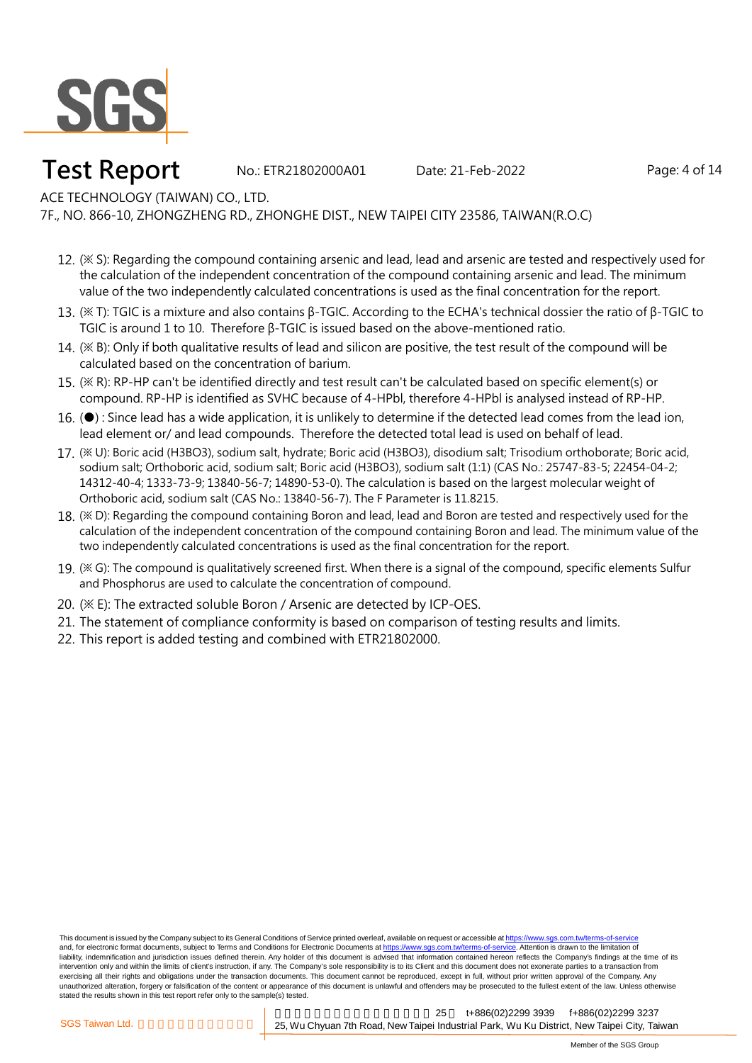ACE TECHNOLOGY (TAIWAN) CO., LTD.

7F., NO. 866-10, ZHONGZHENG RD., ZHONGHE DIST., NEW TAIPEI CITY 23586, TAIWAN(R.O.C)

12. (※S): Regarding the compound containing arsenic and lead, lead and arsenic are tested and respectively used for the calculation of the independent concentration of the compound containing arsenic and lead. The minimum value of the two independently calculated concentrations is used as the final concentration for the report.
13. (※T): TGIC is a mixture and also contains β-TGIC. According to the ECHA's technical dossier the ratio of β-TGIC to TGIC is around 1 to 10. Therefore β-TGIC is issued based on the above-mentioned ratio.
14. (※B): Only if both qualitative results of lead and silicon are positive, the test result of the compound will be calculated based on the concentration of barium.
15. (※R): RP-HP can't be identified directly and test result can't be calculated based on specific element(s) or compound. RP-HP is identified as SVHC because of 4-HPbl, therefore 4-HPbl is analysed instead of RP-HP.
16. (●) : Since lead has a wide application, it is unlikely to determine if the detected lead comes from the lead ion, lead element or/ and lead compounds. Therefore the detected total lead is used on behalf of lead.
17. (※U): Boric acid ($H_3BO_3$), sodium salt, hydrate; Boric acid ($H_3BO_3$), disodium salt; Trisodium orthoborate; Boric acid, sodium salt; Orthoboric acid, sodium salt; Boric acid ($H_3BO_3$), sodium salt (1:1) (CAS No.: 25747-83-5; 22454-04-2; 14312-40-4; 1333-73-9; 13840-56-7; 14890-53-0). The calculation is based on the largest molecular weight of Orthoboric acid, sodium salt (CAS No.: 13840-56-7). The F Parameter is 11.8215.
18. (※D): Regarding the compound containing Boron and lead, lead and Boron are tested and respectively used for the calculation of the independent concentration of the compound containing Boron and lead. The minimum value of the two independently calculated concentrations is used as the final concentration for the report.
19. (※G): The compound is qualitatively screened first. When there is a signal of the compound, specific elements Sulfur and Phosphorus are used to calculate the concentration of compound.
20. (※E): The extracted soluble Boron / Arsenic are detected by ICP-OES.
21. The statement of compliance conformity is based on comparison of testing results and limits.
22. This report is added testing and combined with ETR21802000.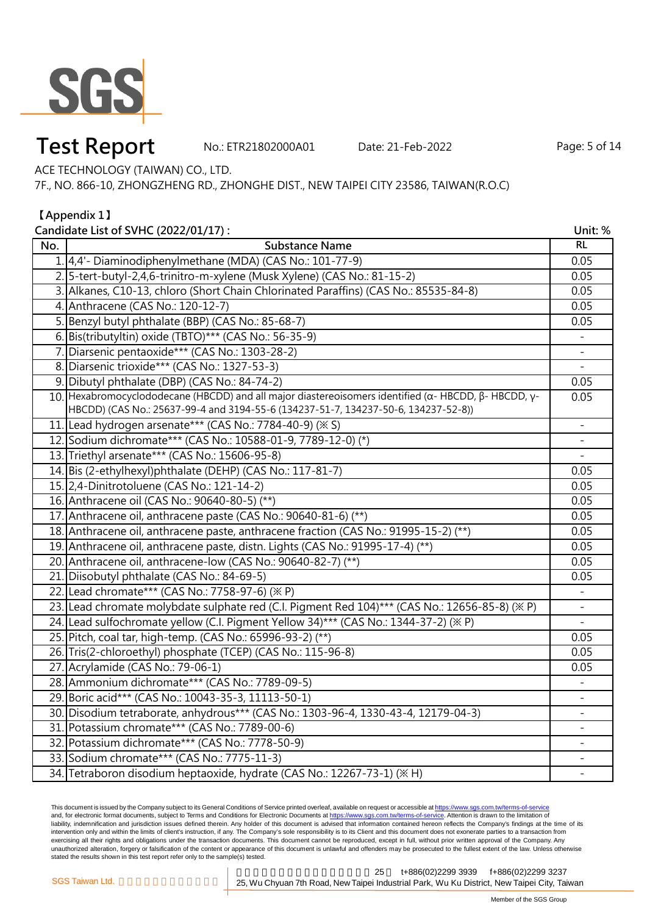# Test Report

No.: ETR21802000A01 Date: 21-Feb-2022

ACE TECHNOLOGY (TAIWAN) CO., LTD.

7F., NO. 866-10, ZHONGZHENG RD., ZHONGHE DIST., NEW TAIPEI CITY 23586, TAIWAN(R.O.C)

【Appendix 1】

**Candidate List of SVHC (2022/01/17) :** Unit: %

| No. | Substance Name | RL |
|---|---|---|
| 1. | 4,4'- Diaminodiphenylmethane (MDA) (CAS No.: 101-77-9) | 0.05 |
| 2. | 5-tert-butyl-2,4,6-trinitro-m-xylene (Musk Xylene) (CAS No.: 81-15-2) | 0.05 |
| 3. | Alkanes, C10-13, chloro (Short Chain Chlorinated Paraffins) (CAS No.: 85535-84-8) | 0.05 |
| 4. | Anthracene (CAS No.: 120-12-7) | 0.05 |
| 5. | Benzyl butyl phthalate (BBP) (CAS No.: 85-68-7) | 0.05 |
| 6. | Bis(tributyltin) oxide (TBTO)*** (CAS No.: 56-35-9) | - |
| 7. | Diarsenic pentaoxide*** (CAS No.: 1303-28-2) | - |
| 8. | Diarsenic trioxide*** (CAS No.: 1327-53-3) | - |
| 9. | Dibutyl phthalate (DBP) (CAS No.: 84-74-2) | 0.05 |
| 10. | Hexabromocyclododecane (HBCDD) and all major diastereoisomers identified (α- HBCDD, β- HBCDD, γ-HBCDD) (CAS No.: 25637-99-4 and 3194-55-6 (134237-51-7, 134237-50-6, 134237-52-8)) | 0.05 |
| 11. | Lead hydrogen arsenate*** (CAS No.: 7784-40-9) (※S) | - |
| 12. | Sodium dichromate*** (CAS No.: 10588-01-9, 7789-12-0) (*) | - |
| 13. | Triethyl arsenate*** (CAS No.: 15606-95-8) | - |
| 14. | Bis (2-ethylhexyl)phthalate (DEHP) (CAS No.: 117-81-7) | 0.05 |
| 15. | 2,4-Dinitrotoluene (CAS No.: 121-14-2) | 0.05 |
| 16. | Anthracene oil (CAS No.: 90640-80-5) (**) | 0.05 |
| 17. | Anthracene oil, anthracene paste (CAS No.: 90640-81-6) (**) | 0.05 |
| 18. | Anthracene oil, anthracene paste, anthracene fraction (CAS No.: 91995-15-2) (**) | 0.05 |
| 19. | Anthracene oil, anthracene paste, distn. Lights (CAS No.: 91995-17-4) (**) | 0.05 |
| 20. | Anthracene oil, anthracene-low (CAS No.: 90640-82-7) (**) | 0.05 |
| 21. | Diisobutyl phthalate (CAS No.: 84-69-5) | 0.05 |
| 22. | Lead chromate*** (CAS No.: 7758-97-6) (※P) | - |
| 23. | Lead chromate molybdate sulphate red (C.I. Pigment Red 104)*** (CAS No.: 12656-85-8) (※P) | - |
| 24. | Lead sulfochromate yellow (C.I. Pigment Yellow 34)*** (CAS No.: 1344-37-2) (※P) | - |
| 25. | Pitch, coal tar, high-temp. (CAS No.: 65996-93-2) (**) | 0.05 |
| 26. | Tris(2-chloroethyl) phosphate (TCEP) (CAS No.: 115-96-8) | 0.05 |
| 27. | Acrylamide (CAS No.: 79-06-1) | 0.05 |
| 28. | Ammonium dichromate*** (CAS No.: 7789-09-5) | - |
| 29. | Boric acid*** (CAS No.: 10043-35-3, 11113-50-1) | - |
| 30. | Disodium tetraborate, anhydrous*** (CAS No.: 1303-96-4, 1330-43-4, 12179-04-3) | - |
| 31. | Potassium chromate*** (CAS No.: 7789-00-6) | - |
| 32. | Potassium dichromate*** (CAS No.: 7778-50-9) | - |
| 33. | Sodium chromate*** (CAS No.: 7775-11-3) | - |
| 34. | Tetraboron disodium heptaoxide, hydrate (CAS No.: 12267-73-1) (※H) | - |

This document is issued by the Company subject to its General Conditions of Service printed overleaf, available on request or accessible at https://www.sgs.com.tw/terms-of-service and, for electronic format documents, subject to Terms and Conditions for Electronic Documents at https://www.sgs.com.tw/terms-of-service. Attention is drawn to the limitation of liability, indemnification and jurisdiction issues defined therein. Any holder of this document is advised that information contained hereon reflects the Company's findings at the time of its intervention only and within the limits of client's instruction, if any. The Company's sole responsibility is to its Client and this document does not exonerate parties to a transaction from exercising all their rights and obligations under the transaction documents. This document cannot be reproduced, except in full, without prior written approval of the Company. Any unauthorized alteration, forgery or falsification of the content or appearance of this document is unlawful and offenders may be prosecuted to the fullest extent of the law. Unless otherwise stated the results shown in this test report refer only to the sample(s) tested.

SGS Taiwan Ltd. 25 t+886(02)2299 3939 f+886(02)2299 3237

25, Wu Chyuan 7th Road, New Taipei Industrial Park, Wu Ku District, New Taipei City, Taiwan

Member of the SGS Group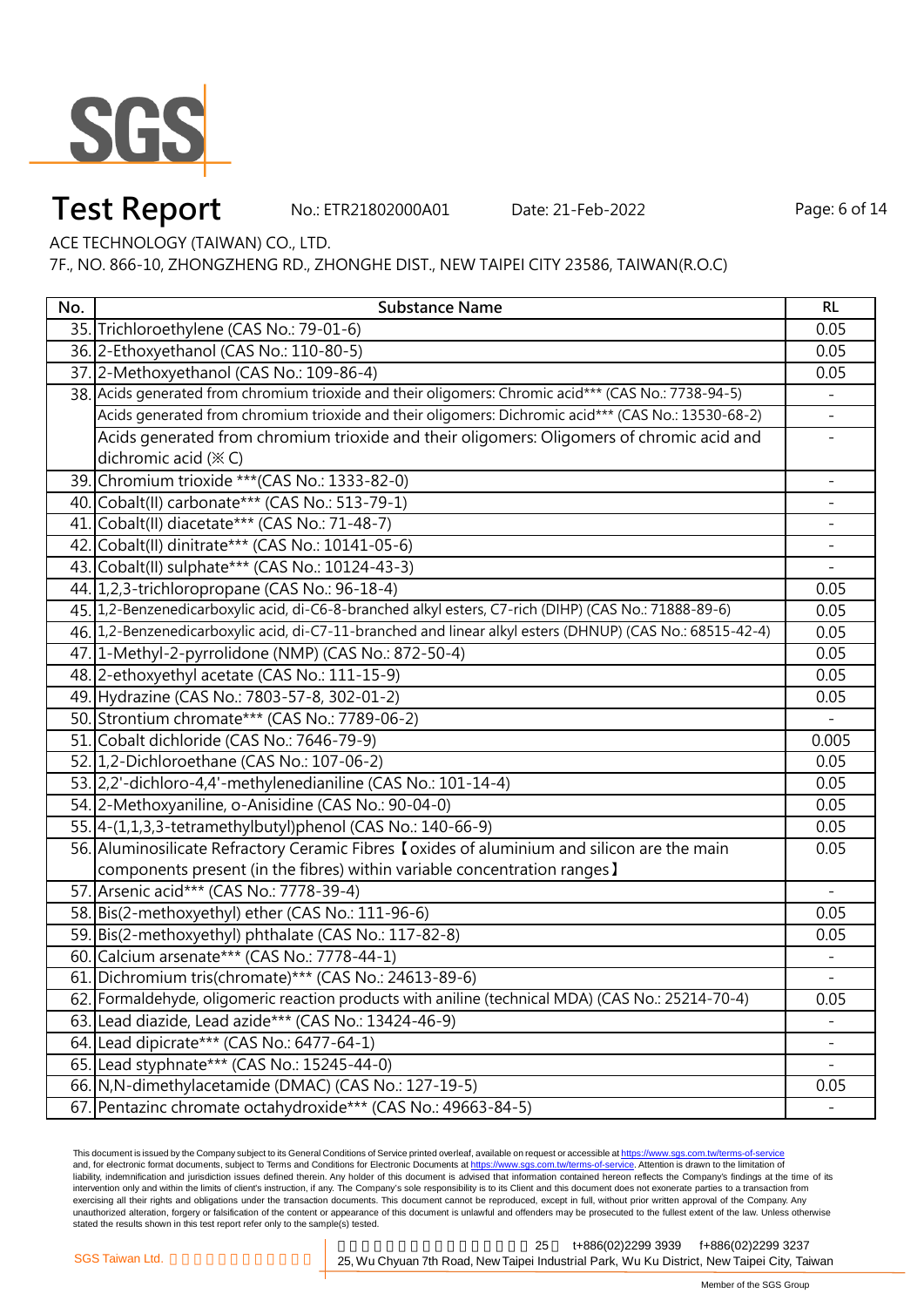ACE TECHNOLOGY (TAIWAN) CO., LTD.
7F., NO. 866-10, ZHONGZHENG RD., ZHONGHE DIST., NEW TAIPEI CITY 23586, TAIWAN(R.O.C)

| No. | Substance Name | RL |
|---|---|---|
| 35. | Trichloroethylene (CAS No.: 79-01-6) | 0.05 |
| 36. | 2-Ethoxyethanol (CAS No.: 110-80-5) | 0.05 |
| 37. | 2-Methoxyethanol (CAS No.: 109-86-4) | 0.05 |
| 38. | Acids generated from chromium trioxide and their oligomers: Chromic acid*** (CAS No.: 7738-94-5) | - |
| | Acids generated from chromium trioxide and their oligomers: Dichromic acid*** (CAS No.: 13530-68-2) | - |
| | Acids generated from chromium trioxide and their oligomers: Oligomers of chromic acid and dichromic acid (※C) | - |
| 39. | Chromium trioxide ***(CAS No.: 1333-82-0) | - |
| 40. | Cobalt(II) carbonate*** (CAS No.: 513-79-1) | - |
| 41. | Cobalt(II) diacetate*** (CAS No.: 71-48-7) | - |
| 42. | Cobalt(II) dinitrate*** (CAS No.: 10141-05-6) | - |
| 43. | Cobalt(II) sulphate*** (CAS No.: 10124-43-3) | - |
| 44. | 1,2,3-trichloropropane (CAS No.: 96-18-4) | 0.05 |
| 45. | 1,2-Benzenedicarboxylic acid, di-C6-8-branched alkyl esters, C7-rich (DIHP) (CAS No.: 71888-89-6) | 0.05 |
| 46. | 1,2-Benzenedicarboxylic acid, di-C7-11-branched and linear alkyl esters (DHNUP) (CAS No.: 68515-42-4) | 0.05 |
| 47. | 1-Methyl-2-pyrrolidone (NMP) (CAS No.: 872-50-4) | 0.05 |
| 48. | 2-ethoxyethyl acetate (CAS No.: 111-15-9) | 0.05 |
| 49. | Hydrazine (CAS No.: 7803-57-8, 302-01-2) | 0.05 |
| 50. | Strontium chromate*** (CAS No.: 7789-06-2) | - |
| 51. | Cobalt dichloride (CAS No.: 7646-79-9) | 0.005 |
| 52. | 1,2-Dichloroethane (CAS No.: 107-06-2) | 0.05 |
| 53. | 2,2'-dichloro-4,4'-methylenedianiline (CAS No.: 101-14-4) | 0.05 |
| 54. | 2-Methoxyaniline, o-Anisidine (CAS No.: 90-04-0) | 0.05 |
| 55. | 4-(1,1,3,3-tetramethylbutyl)phenol (CAS No.: 140-66-9) | 0.05 |
| 56. | Aluminosilicate Refractory Ceramic Fibres【oxides of aluminium and silicon are the main components present (in the fibres) within variable concentration ranges】 | 0.05 |
| 57. | Arsenic acid*** (CAS No.: 7778-39-4) | - |
| 58. | Bis(2-methoxyethyl) ether (CAS No.: 111-96-6) | 0.05 |
| 59. | Bis(2-methoxyethyl) phthalate (CAS No.: 117-82-8) | 0.05 |
| 60. | Calcium arsenate*** (CAS No.: 7778-44-1) | - |
| 61. | Dichromium tris(chromate)*** (CAS No.: 24613-89-6) | - |
| 62. | Formaldehyde, oligomeric reaction products with aniline (technical MDA) (CAS No.: 25214-70-4) | 0.05 |
| 63. | Lead diazide, Lead azide*** (CAS No.: 13424-46-9) | - |
| 64. | Lead dipicrate*** (CAS No.: 6477-64-1) | - |
| 65. | Lead styphnate*** (CAS No.: 15245-44-0) | - |
| 66. | N,N-dimethylacetamide (DMAC) (CAS No.: 127-19-5) | 0.05 |
| 67. | Pentazinc chromate octahydroxide*** (CAS No.: 49663-84-5) | - |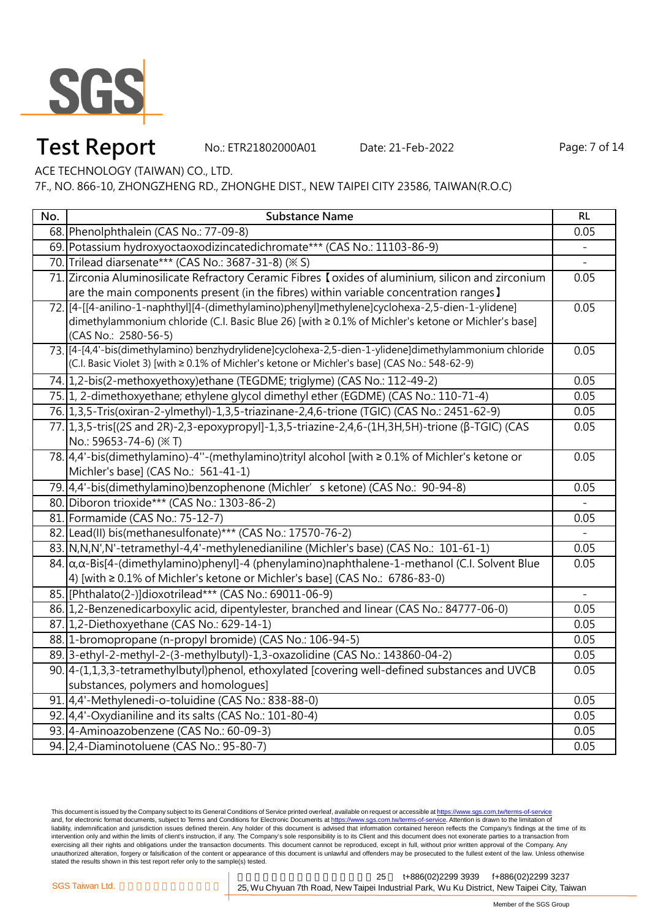# Test Report

No.: ETR21802000A01 Date: 21-Feb-2022

ACE TECHNOLOGY (TAIWAN) CO., LTD.

7F., NO. 866-10, ZHONGZHENG RD., ZHONGHE DIST., NEW TAIPEI CITY 23586, TAIWAN(R.O.C)

| No. | Substance Name | RL |
|---|---|---|
| 68. | Phenolphthalein (CAS No.: 77-09-8) | 0.05 |
| 69. | Potassium hydroxyoctaoxodizincatedichromate*** (CAS No.: 11103-86-9) | - |
| 70. | Trilead diarsenate*** (CAS No.: 3687-31-8) (※S) | - |
| 71. | Zirconia Aluminosilicate Refractory Ceramic Fibres【oxides of aluminium, silicon and zirconium are the main components present (in the fibres) within variable concentration ranges】 | 0.05 |
| 72. | [4-[[4-anilino-1-naphthyl][4-(dimethylamino)phenyl]methylene]cyclohexa-2,5-dien-1-ylidene] dimethylammonium chloride (C.I. Basic Blue 26) [with ≥ 0.1% of Michler's ketone or Michler's base] (CAS No.: 2580-56-5) | 0.05 |
| 73. | [4-[4,4'-bis(dimethylamino) benzhydrylidene]cyclohexa-2,5-dien-1-ylidene]dimethylammonium chloride (C.I. Basic Violet 3) [with ≥ 0.1% of Michler's ketone or Michler's base] (CAS No.: 548-62-9) | 0.05 |
| 74. | 1,2-bis(2-methoxyethoxy)ethane (TEGDME; triglyme) (CAS No.: 112-49-2) | 0.05 |
| 75. | 1, 2-dimethoxyethane; ethylene glycol dimethyl ether (EGDME) (CAS No.: 110-71-4) | 0.05 |
| 76. | 1,3,5-Tris(oxiran-2-ylmethyl)-1,3,5-triazinane-2,4,6-trione (TGIC) (CAS No.: 2451-62-9) | 0.05 |
| 77. | 1,3,5-tris[(2S and 2R)-2,3-epoxypropyl]-1,3,5-triazine-2,4,6-(1H,3H,5H)-trione (β-TGIC) (CAS No.: 59653-74-6) (※T) | 0.05 |
| 78. | 4,4'-bis(dimethylamino)-4''-(methylamino)trityl alcohol [with ≥ 0.1% of Michler's ketone or Michler's base] (CAS No.: 561-41-1) | 0.05 |
| 79. | 4,4'-bis(dimethylamino)benzophenone (Michler' s ketone) (CAS No.: 90-94-8) | 0.05 |
| 80. | Diboron trioxide*** (CAS No.: 1303-86-2) | - |
| 81. | Formamide (CAS No.: 75-12-7) | 0.05 |
| 82. | Lead(II) bis(methanesulfonate)*** (CAS No.: 17570-76-2) | - |
| 83. | N,N,N',N'-tetramethyl-4,4'-methylenedianiline (Michler's base) (CAS No.: 101-61-1) | 0.05 |
| 84. | α,α-Bis[4-(dimethylamino)phenyl]-4 (phenylamino)naphthalene-1-methanol (C.I. Solvent Blue 4) [with ≥ 0.1% of Michler's ketone or Michler's base] (CAS No.: 6786-83-0) | 0.05 |
| 85. | [Phthalato(2-)]dioxotrilead*** (CAS No.: 69011-06-9) | - |
| 86. | 1,2-Benzenedicarboxylic acid, dipentylester, branched and linear (CAS No.: 84777-06-0) | 0.05 |
| 87. | 1,2-Diethoxyethane (CAS No.: 629-14-1) | 0.05 |
| 88. | 1-bromopropane (n-propyl bromide) (CAS No.: 106-94-5) | 0.05 |
| 89. | 3-ethyl-2-methyl-2-(3-methylbutyl)-1,3-oxazolidine (CAS No.: 143860-04-2) | 0.05 |
| 90. | 4-(1,1,3,3-tetramethylbutyl)phenol, ethoxylated [covering well-defined substances and UVCB substances, polymers and homologues] | 0.05 |
| 91. | 4,4'-Methylenedi-o-toluidine (CAS No.: 838-88-0) | 0.05 |
| 92. | 4,4'-Oxydianiline and its salts (CAS No.: 101-80-4) | 0.05 |
| 93. | 4-Aminoazobenzene (CAS No.: 60-09-3) | 0.05 |
| 94. | 2,4-Diaminotoluene (CAS No.: 95-80-7) | 0.05 |

This document is issued by the Company subject to its General Conditions of Service printed overleaf, available on request or accessible at https://www.sgs.com.tw/terms-of-service and, for electronic format documents, subject to Terms and Conditions for Electronic Documents at https://www.sgs.com.tw/terms-of-service. Attention is drawn to the limitation of liability, indemnification and jurisdiction issues defined therein. Any holder of this document is advised that information contained hereon reflects the Company's findings at the time of its intervention only and within the limits of client's instruction, if any. The Company's sole responsibility is to its Client and this document does not exonerate parties to a transaction from exercising all their rights and obligations under the transaction documents. This document cannot be reproduced, except in full, without prior written approval of the Company. Any unauthorized alteration, forgery or falsification of the content or appearance of this document is unlawful and offenders may be prosecuted to the fullest extent of the law. Unless otherwise stated the results shown in this test report refer only to the sample(s) tested.

SGS Taiwan Ltd. 25 t+886(02)2299 3939 f+886(02)2299 3237
25, Wu Chyuan 7th Road, New Taipei Industrial Park, Wu Ku District, New Taipei City, Taiwan

Member of the SGS Group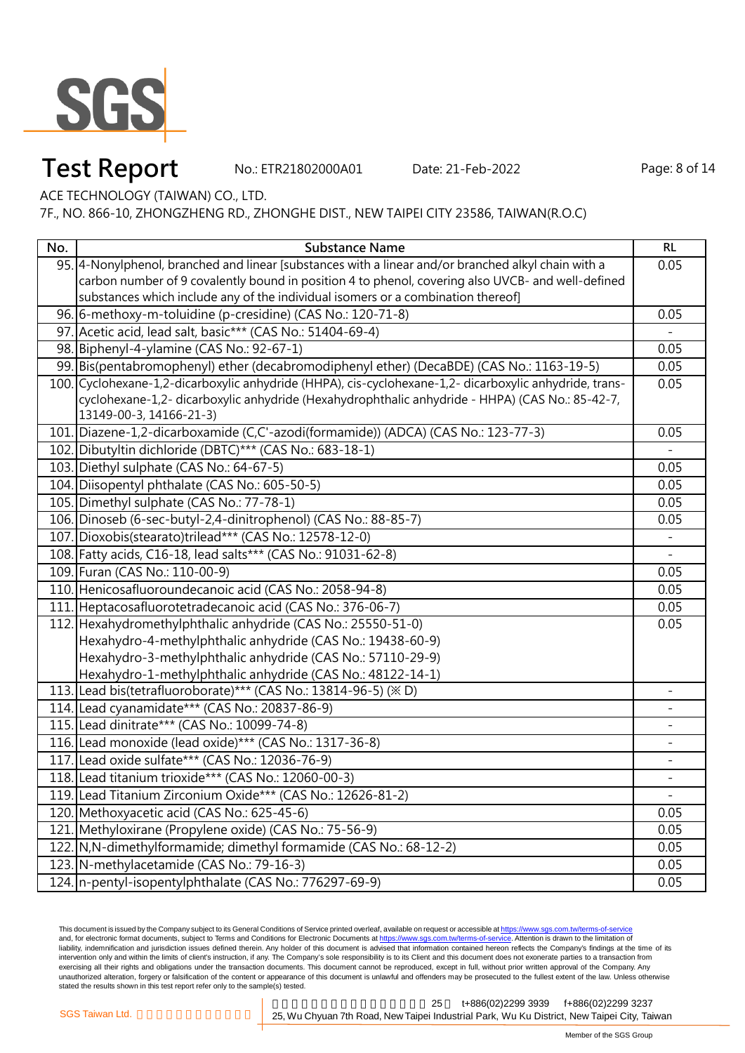ACE TECHNOLOGY (TAIWAN) CO., LTD.

7F., NO. 866-10, ZHONGZHENG RD., ZHONGHE DIST., NEW TAIPEI CITY 23586, TAIWAN(R.O.C)

| No. | Substance Name | RL |
|---|---|---|
| 95. | 4-Nonylphenol, branched and linear [substances with a linear and/or branched alkyl chain with a carbon number of 9 covalently bound in position 4 to phenol, covering also UVCB- and well-defined substances which include any of the individual isomers or a combination thereof] | 0.05 |
| 96. | 6-methoxy-m-toluidine (p-cresidine) (CAS No.: 120-71-8) | 0.05 |
| 97. | Acetic acid, lead salt, basic*** (CAS No.: 51404-69-4) | - |
| 98. | Biphenyl-4-ylamine (CAS No.: 92-67-1) | 0.05 |
| 99. | Bis(pentabromophenyl) ether (decabromodiphenyl ether) (DecaBDE) (CAS No.: 1163-19-5) | 0.05 |
| 100. | Cyclohexane-1,2-dicarboxylic anhydride (HHPA), cis-cyclohexane-1,2- dicarboxylic anhydride, trans-cyclohexane-1,2- dicarboxylic anhydride (Hexahydrophthalic anhydride - HHPA) (CAS No.: 85-42-7, 13149-00-3, 14166-21-3) | 0.05 |
| 101. | Diazene-1,2-dicarboxamide (C,C'-azodi(formamide)) (ADCA) (CAS No.: 123-77-3) | 0.05 |
| 102. | Dibutyltin dichloride (DBTC)*** (CAS No.: 683-18-1) | - |
| 103. | Diethyl sulphate (CAS No.: 64-67-5) | 0.05 |
| 104. | Diisopentyl phthalate (CAS No.: 605-50-5) | 0.05 |
| 105. | Dimethyl sulphate (CAS No.: 77-78-1) | 0.05 |
| 106. | Dinoseb (6-sec-butyl-2,4-dinitrophenol) (CAS No.: 88-85-7) | 0.05 |
| 107. | Dioxobis(stearato)trilead*** (CAS No.: 12578-12-0) | - |
| 108. | Fatty acids, C16-18, lead salts*** (CAS No.: 91031-62-8) | - |
| 109. | Furan (CAS No.: 110-00-9) | 0.05 |
| 110. | Henicosafluoroundecanoic acid (CAS No.: 2058-94-8) | 0.05 |
| 111. | Heptacosafluorotetradecanoic acid (CAS No.: 376-06-7) | 0.05 |
| 112. | Hexahydromethylphthalic anhydride (CAS No.: 25550-51-0)<br>Hexahydro-4-methylphthalic anhydride (CAS No.: 19438-60-9)<br>Hexahydro-3-methylphthalic anhydride (CAS No.: 57110-29-9)<br>Hexahydro-1-methylphthalic anhydride (CAS No.: 48122-14-1) | 0.05 |
| 113. | Lead bis(tetrafluoroborate)*** (CAS No.: 13814-96-5) (※D) | - |
| 114. | Lead cyanamidate*** (CAS No.: 20837-86-9) | - |
| 115. | Lead dinitrate*** (CAS No.: 10099-74-8) | - |
| 116. | Lead monoxide (lead oxide)*** (CAS No.: 1317-36-8) | - |
| 117. | Lead oxide sulfate*** (CAS No.: 12036-76-9) | - |
| 118. | Lead titanium trioxide*** (CAS No.: 12060-00-3) | - |
| 119. | Lead Titanium Zirconium Oxide*** (CAS No.: 12626-81-2) | - |
| 120. | Methoxyacetic acid (CAS No.: 625-45-6) | 0.05 |
| 121. | Methyloxirane (Propylene oxide) (CAS No.: 75-56-9) | 0.05 |
| 122. | N,N-dimethylformamide; dimethyl formamide (CAS No.: 68-12-2) | 0.05 |
| 123. | N-methylacetamide (CAS No.: 79-16-3) | 0.05 |
| 124. | n-pentyl-isopentylphthalate (CAS No.: 776297-69-9) | 0.05 |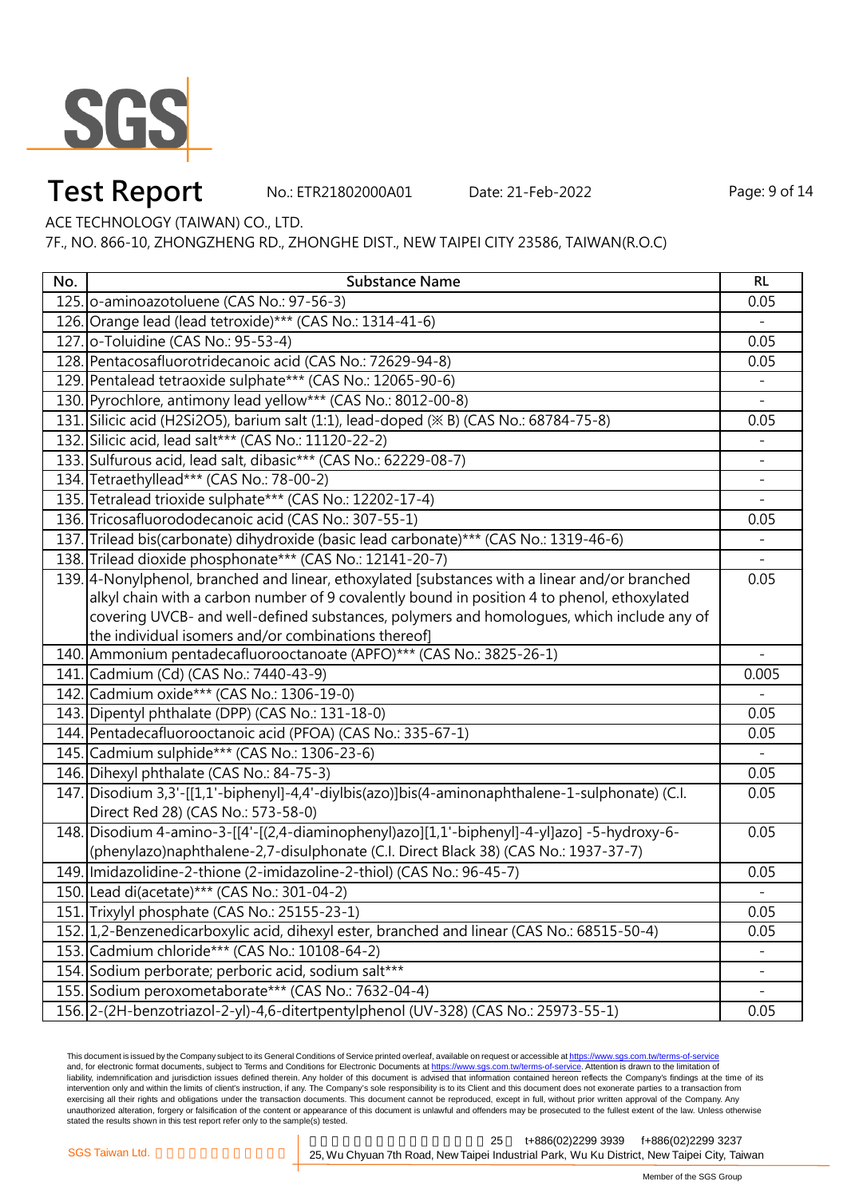# Test Report

No.: ETR21802000A01 Date: 21-Feb-2022

ACE TECHNOLOGY (TAIWAN) CO., LTD.

7F., NO. 866-10, ZHONGZHENG RD., ZHONGHE DIST., NEW TAIPEI CITY 23586, TAIWAN(R.O.C)

| No. | Substance Name | RL |
|---|---|---|
| 125. | o-aminoazotoluene (CAS No.: 97-56-3) | 0.05 |
| 126. | Orange lead (lead tetroxide)*** (CAS No.: 1314-41-6) | - |
| 127. | o-Toluidine (CAS No.: 95-53-4) | 0.05 |
| 128. | Pentacosafluorotridecanoic acid (CAS No.: 72629-94-8) | 0.05 |
| 129. | Pentalead tetraoxide sulphate*** (CAS No.: 12065-90-6) | - |
| 130. | Pyrochlore, antimony lead yellow*** (CAS No.: 8012-00-8) | - |
| 131. | Silicic acid (H2Si2O5), barium salt (1:1), lead-doped (※B) (CAS No.: 68784-75-8) | 0.05 |
| 132. | Silicic acid, lead salt*** (CAS No.: 11120-22-2) | - |
| 133. | Sulfurous acid, lead salt, dibasic*** (CAS No.: 62229-08-7) | - |
| 134. | Tetraethyllead*** (CAS No.: 78-00-2) | - |
| 135. | Tetralead trioxide sulphate*** (CAS No.: 12202-17-4) | - |
| 136. | Tricosafluorododecanoic acid (CAS No.: 307-55-1) | 0.05 |
| 137. | Trilead bis(carbonate) dihydroxide (basic lead carbonate)*** (CAS No.: 1319-46-6) | - |
| 138. | Trilead dioxide phosphonate*** (CAS No.: 12141-20-7) | - |
| 139. | 4-Nonylphenol, branched and linear, ethoxylated [substances with a linear and/or branched alkyl chain with a carbon number of 9 covalently bound in position 4 to phenol, ethoxylated covering UVCB- and well-defined substances, polymers and homologues, which include any of the individual isomers and/or combinations thereof] | 0.05 |
| 140. | Ammonium pentadecafluorooctanoate (APFO)*** (CAS No.: 3825-26-1) | - |
| 141. | Cadmium (Cd) (CAS No.: 7440-43-9) | 0.005 |
| 142. | Cadmium oxide*** (CAS No.: 1306-19-0) | - |
| 143. | Dipentyl phthalate (DPP) (CAS No.: 131-18-0) | 0.05 |
| 144. | Pentadecafluorooctanoic acid (PFOA) (CAS No.: 335-67-1) | 0.05 |
| 145. | Cadmium sulphide*** (CAS No.: 1306-23-6) | - |
| 146. | Dihexyl phthalate (CAS No.: 84-75-3) | 0.05 |
| 147. | Disodium 3,3'-[[1,1'-biphenyl]-4,4'-diylbis(azo)]bis(4-aminonaphthalene-1-sulphonate) (C.I. Direct Red 28) (CAS No.: 573-58-0) | 0.05 |
| 148. | Disodium 4-amino-3-[[4'-[(2,4-diaminophenyl)azo][1,1'-biphenyl]-4-yl]azo] -5-hydroxy-6-(phenylazo)naphthalene-2,7-disulphonate (C.I. Direct Black 38) (CAS No.: 1937-37-7) | 0.05 |
| 149. | Imidazolidine-2-thione (2-imidazoline-2-thiol) (CAS No.: 96-45-7) | 0.05 |
| 150. | Lead di(acetate)*** (CAS No.: 301-04-2) | - |
| 151. | Trixylyl phosphate (CAS No.: 25155-23-1) | 0.05 |
| 152. | 1,2-Benzenedicarboxylic acid, dihexyl ester, branched and linear (CAS No.: 68515-50-4) | 0.05 |
| 153. | Cadmium chloride*** (CAS No.: 10108-64-2) | - |
| 154. | Sodium perborate; perboric acid, sodium salt*** | - |
| 155. | Sodium peroxometaborate*** (CAS No.: 7632-04-4) | - |
| 156. | 2-(2H-benzotriazol-2-yl)-4,6-ditertpentylphenol (UV-328) (CAS No.: 25973-55-1) | 0.05 |

This document is issued by the Company subject to its General Conditions of Service printed overleaf, available on request or accessible at https://www.sgs.com.tw/terms-of-service and, for electronic format documents, subject to Terms and Conditions for Electronic Documents at https://www.sgs.com.tw/terms-of-service. Attention is drawn to the limitation of liability, indemnification and jurisdiction issues defined therein. Any holder of this document is advised that information contained hereon reflects the Company's findings at the time of its intervention only and within the limits of client's instruction, if any. The Company's sole responsibility is to its Client and this document does not exonerate parties to a transaction from exercising all their rights and obligations under the transaction documents. This document cannot be reproduced, except in full, without prior written approval of the Company. Any unauthorized alteration, forgery or falsification of the content or appearance of this document is unlawful and offenders may be prosecuted to the fullest extent of the law. Unless otherwise stated the results shown in this test report refer only to the sample(s) tested.

SGS Taiwan Ltd. | 25, Wu Chyuan 7th Road, New Taipei Industrial Park, Wu Ku District, New Taipei City, Taiwan | t+886(02)2299 3939 f+886(02)2299 3237

Member of the SGS Group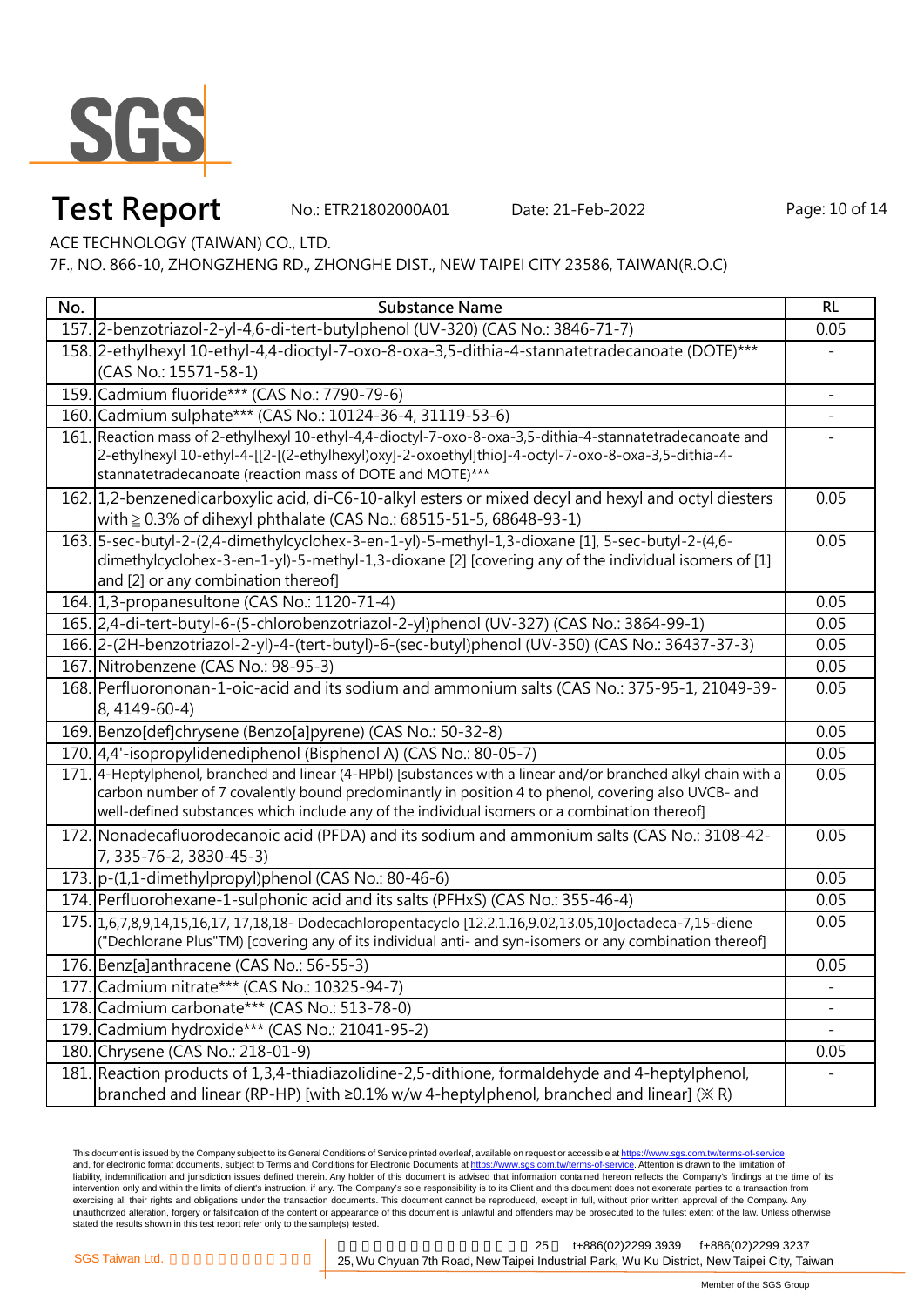ACE TECHNOLOGY (TAIWAN) CO., LTD.

7F., NO. 866-10, ZHONGZHENG RD., ZHONGHE DIST., NEW TAIPEI CITY 23586, TAIWAN(R.O.C)

| No. | Substance Name | RL |
|---|---|---|
| 157. | 2-benzotriazol-2-yl-4,6-di-tert-butylphenol (UV-320) (CAS No.: 3846-71-7) | 0.05 |
| 158. | 2-ethylhexyl 10-ethyl-4,4-dioctyl-7-oxo-8-oxa-3,5-dithia-4-stannatetradecanoate (DOTE)*** (CAS No.: 15571-58-1) | - |
| 159. | Cadmium fluoride*** (CAS No.: 7790-79-6) | - |
| 160. | Cadmium sulphate*** (CAS No.: 10124-36-4, 31119-53-6) | - |
| 161. | Reaction mass of 2-ethylhexyl 10-ethyl-4,4-dioctyl-7-oxo-8-oxa-3,5-dithia-4-stannatetradecanoate and 2-ethylhexyl 10-ethyl-4-[[2-[(2-ethylhexyl)oxy]-2-oxoethyl]thio]-4-octyl-7-oxo-8-oxa-3,5-dithia-4-stannatetradecanoate (reaction mass of DOTE and MOTE)*** | - |
| 162. | 1,2-benzenedicarboxylic acid, di-C6-10-alkyl esters or mixed decyl and hexyl and octyl diesters with ≧ 0.3% of dihexyl phthalate (CAS No.: 68515-51-5, 68648-93-1) | 0.05 |
| 163. | 5-sec-butyl-2-(2,4-dimethylcyclohex-3-en-1-yl)-5-methyl-1,3-dioxane [1], 5-sec-butyl-2-(4,6-dimethylcyclohex-3-en-1-yl)-5-methyl-1,3-dioxane [2] [covering any of the individual isomers of [1] and [2] or any combination thereof] | 0.05 |
| 164. | 1,3-propanesultone (CAS No.: 1120-71-4) | 0.05 |
| 165. | 2,4-di-tert-butyl-6-(5-chlorobenzotriazol-2-yl)phenol (UV-327) (CAS No.: 3864-99-1) | 0.05 |
| 166. | 2-(2H-benzotriazol-2-yl)-4-(tert-butyl)-6-(sec-butyl)phenol (UV-350) (CAS No.: 36437-37-3) | 0.05 |
| 167. | Nitrobenzene (CAS No.: 98-95-3) | 0.05 |
| 168. | Perfluorononan-1-oic-acid and its sodium and ammonium salts (CAS No.: 375-95-1, 21049-39-8, 4149-60-4) | 0.05 |
| 169. | Benzo[def]chrysene (Benzo[a]pyrene) (CAS No.: 50-32-8) | 0.05 |
| 170. | 4,4'-isopropylidenediphenol (Bisphenol A) (CAS No.: 80-05-7) | 0.05 |
| 171. | 4-Heptylphenol, branched and linear (4-HPbl) [substances with a linear and/or branched alkyl chain with a carbon number of 7 covalently bound predominantly in position 4 to phenol, covering also UVCB- and well-defined substances which include any of the individual isomers or a combination thereof] | 0.05 |
| 172. | Nonadecafluorodecanoic acid (PFDA) and its sodium and ammonium salts (CAS No.: 3108-42-7, 335-76-2, 3830-45-3) | 0.05 |
| 173. | p-(1,1-dimethylpropyl)phenol (CAS No.: 80-46-6) | 0.05 |
| 174. | Perfluorohexane-1-sulphonic acid and its salts (PFHxS) (CAS No.: 355-46-4) | 0.05 |
| 175. | 1,6,7,8,9,14,15,16,17, 17,18,18- Dodecachloropentacyclo [12.2.1.16,9.02,13.05,10]octadeca-7,15-diene ("Dechlorane Plus"TM) [covering any of its individual anti- and syn-isomers or any combination thereof] | 0.05 |
| 176. | Benz[a]anthracene (CAS No.: 56-55-3) | 0.05 |
| 177. | Cadmium nitrate*** (CAS No.: 10325-94-7) | - |
| 178. | Cadmium carbonate*** (CAS No.: 513-78-0) | - |
| 179. | Cadmium hydroxide*** (CAS No.: 21041-95-2) | - |
| 180. | Chrysene (CAS No.: 218-01-9) | 0.05 |
| 181. | Reaction products of 1,3,4-thiadiazolidine-2,5-dithione, formaldehyde and 4-heptylphenol, branched and linear (RP-HP) [with ≥0.1% w/w 4-heptylphenol, branched and linear] (※ R) | - |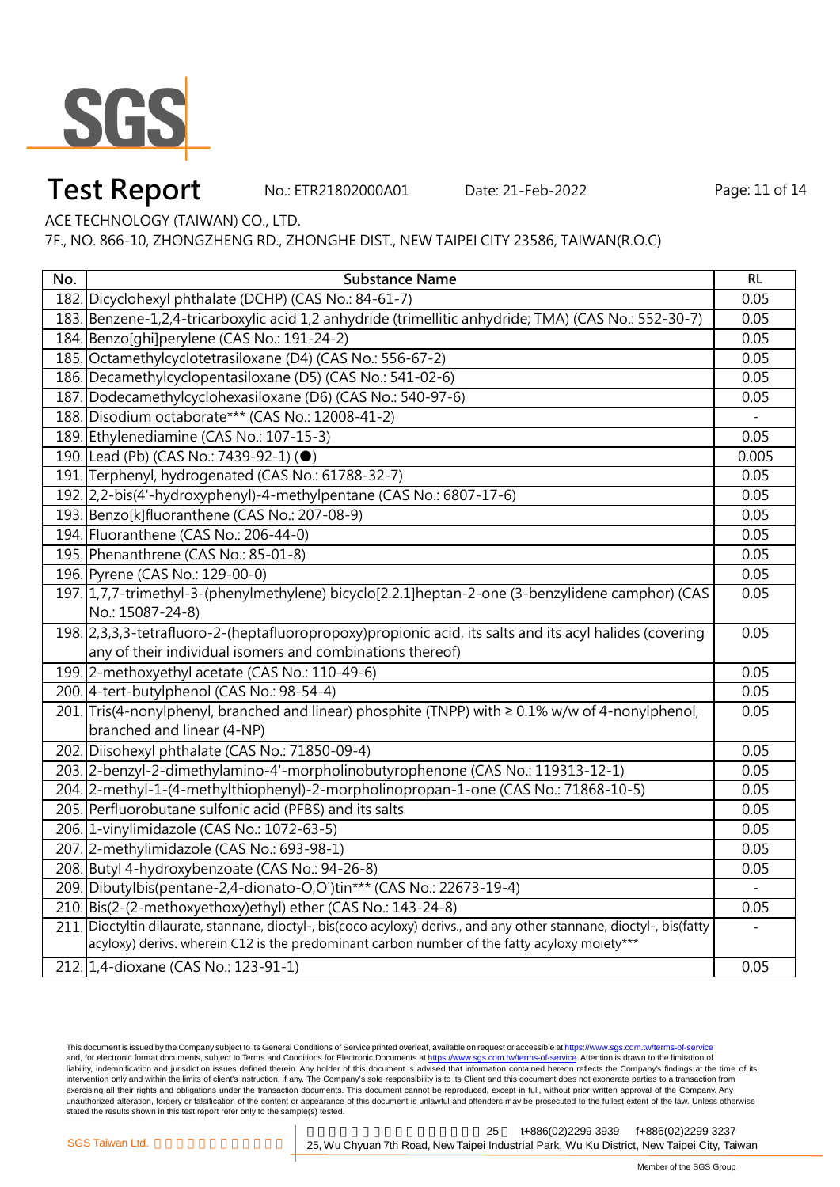ACE TECHNOLOGY (TAIWAN) CO., LTD.

7F., NO. 866-10, ZHONGZHENG RD., ZHONGHE DIST., NEW TAIPEI CITY 23586, TAIWAN(R.O.C)

| No. | Substance Name | RL |
|---|---|---|
| 182. | Dicyclohexyl phthalate (DCHP) (CAS No.: 84-61-7) | 0.05 |
| 183. | Benzene-1,2,4-tricarboxylic acid 1,2 anhydride (trimellitic anhydride; TMA) (CAS No.: 552-30-7) | 0.05 |
| 184. | Benzo[ghi]perylene (CAS No.: 191-24-2) | 0.05 |
| 185. | Octamethylcyclotetrasiloxane (D4) (CAS No.: 556-67-2) | 0.05 |
| 186. | Decamethylcyclopentasiloxane (D5) (CAS No.: 541-02-6) | 0.05 |
| 187. | Dodecamethylcyclohexasiloxane (D6) (CAS No.: 540-97-6) | 0.05 |
| 188. | Disodium octaborate*** (CAS No.: 12008-41-2) | - |
| 189. | Ethylenediamine (CAS No.: 107-15-3) | 0.05 |
| 190. | Lead (Pb) (CAS No.: 7439-92-1) (●) | 0.005 |
| 191. | Terphenyl, hydrogenated (CAS No.: 61788-32-7) | 0.05 |
| 192. | 2,2-bis(4'-hydroxyphenyl)-4-methylpentane (CAS No.: 6807-17-6) | 0.05 |
| 193. | Benzo[k]fluoranthene (CAS No.: 207-08-9) | 0.05 |
| 194. | Fluoranthene (CAS No.: 206-44-0) | 0.05 |
| 195. | Phenanthrene (CAS No.: 85-01-8) | 0.05 |
| 196. | Pyrene (CAS No.: 129-00-0) | 0.05 |
| 197. | 1,7,7-trimethyl-3-(phenylmethylene) bicyclo[2.2.1]heptan-2-one (3-benzylidene camphor) (CAS No.: 15087-24-8) | 0.05 |
| 198. | 2,3,3,3-tetrafluoro-2-(heptafluoropropoxy)propionic acid, its salts and its acyl halides (covering any of their individual isomers and combinations thereof) | 0.05 |
| 199. | 2-methoxyethyl acetate (CAS No.: 110-49-6) | 0.05 |
| 200. | 4-tert-butylphenol (CAS No.: 98-54-4) | 0.05 |
| 201. | Tris(4-nonylphenyl, branched and linear) phosphite (TNPP) with ≥ 0.1% w/w of 4-nonylphenol, branched and linear (4-NP) | 0.05 |
| 202. | Diisohexyl phthalate (CAS No.: 71850-09-4) | 0.05 |
| 203. | 2-benzyl-2-dimethylamino-4'-morpholinobutyrophenone (CAS No.: 119313-12-1) | 0.05 |
| 204. | 2-methyl-1-(4-methylthiophenyl)-2-morpholinopropan-1-one (CAS No.: 71868-10-5) | 0.05 |
| 205. | Perfluorobutane sulfonic acid (PFBS) and its salts | 0.05 |
| 206. | 1-vinylimidazole (CAS No.: 1072-63-5) | 0.05 |
| 207. | 2-methylimidazole (CAS No.: 693-98-1) | 0.05 |
| 208. | Butyl 4-hydroxybenzoate (CAS No.: 94-26-8) | 0.05 |
| 209. | Dibutylbis(pentane-2,4-dionato-O,O')tin*** (CAS No.: 22673-19-4) | - |
| 210. | Bis(2-(2-methoxyethoxy)ethyl) ether (CAS No.: 143-24-8) | 0.05 |
| 211. | Dioctyltin dilaurate, stannane, dioctyl-, bis(coco acyloxy) derivs., and any other stannane, dioctyl-, bis(fatty acyloxy) derivs. wherein C12 is the predominant carbon number of the fatty acyloxy moiety*** | - |
| 212. | 1,4-dioxane (CAS No.: 123-91-1) | 0.05 |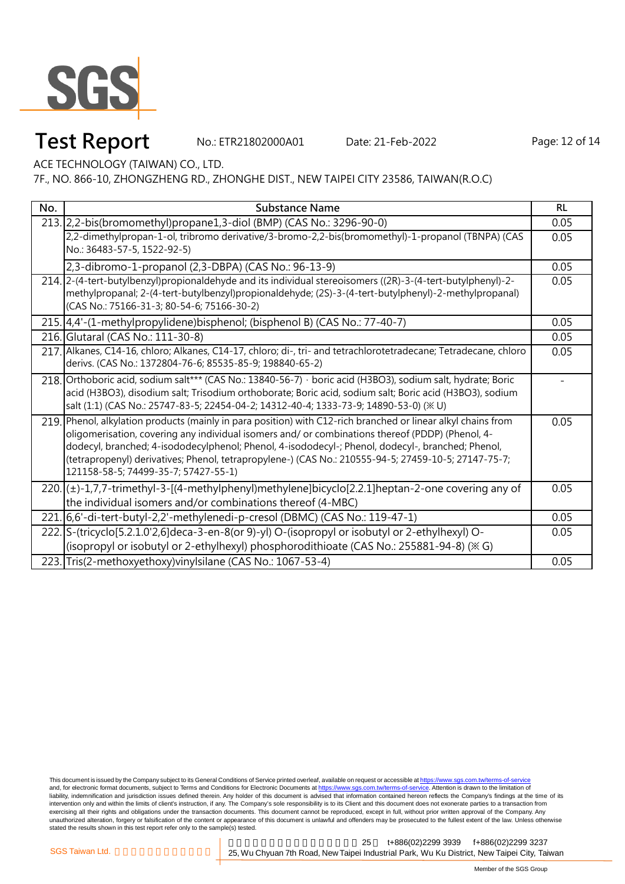ACE TECHNOLOGY (TAIWAN) CO., LTD.

7F., NO. 866-10, ZHONGZHENG RD., ZHONGHE DIST., NEW TAIPEI CITY 23586, TAIWAN(R.O.C)

| No. | Substance Name | RL |
|---|---|---|
| 213. | 2,2-bis(bromomethyl)propane1,3-diol (BMP) (CAS No.: 3296-90-0) | 0.05 |
| | 2,2-dimethylpropan-1-ol, tribromo derivative/3-bromo-2,2-bis(bromomethyl)-1-propanol (TBNPA) (CAS No.: 36483-57-5, 1522-92-5) | 0.05 |
| | 2,3-dibromo-1-propanol (2,3-DBPA) (CAS No.: 96-13-9) | 0.05 |
| 214. | 2-(4-tert-butylbenzyl)propionaldehyde and its individual stereoisomers ((2R)-3-(4-tert-butylphenyl)-2-methylpropanal; 2-(4-tert-butylbenzyl)propionaldehyde; (2S)-3-(4-tert-butylphenyl)-2-methylpropanal) (CAS No.: 75166-31-3; 80-54-6; 75166-30-2) | 0.05 |
| 215. | 4,4'-(1-methylpropylidene)bisphenol; (bisphenol B) (CAS No.: 77-40-7) | 0.05 |
| 216. | Glutaral (CAS No.: 111-30-8) | 0.05 |
| 217. | Alkanes, C14-16, chloro; Alkanes, C14-17, chloro; di-, tri- and tetrachlorotetradecane; Tetradecane, chloro derivs. (CAS No.: 1372804-76-6; 85535-85-9; 198840-65-2) | 0.05 |
| 218. | Orthoboric acid, sodium salt*** (CAS No.: 13840-56-7) · boric acid ($H_3BO_3$), sodium salt, hydrate; Boric acid ($H_3BO_3$), disodium salt; Trisodium orthoborate; Boric acid, sodium salt; Boric acid ($H_3BO_3$), sodium salt (1:1) (CAS No.: 25747-83-5; 22454-04-2; 14312-40-4; 1333-73-9; 14890-53-0) (※ U) | - |
| 219. | Phenol, alkylation products (mainly in para position) with C12-rich branched or linear alkyl chains from oligomerisation, covering any individual isomers and/ or combinations thereof (PDDP) (Phenol, 4-dodecyl, branched; 4-isododecylphenol; Phenol, 4-isododecyl-; Phenol, dodecyl-, branched; Phenol, (tetrapropenyl) derivatives; Phenol, tetrapropylene-) (CAS No.: 210555-94-5; 27459-10-5; 27147-75-7; 121158-58-5; 74499-35-7; 57427-55-1) | 0.05 |
| 220. | (±)-1,7,7-trimethyl-3-[(4-methylphenyl)methylene]bicyclo[2.2.1]heptan-2-one covering any of the individual isomers and/or combinations thereof (4-MBC) | 0.05 |
| 221. | 6,6'-di-tert-butyl-2,2'-methylenedi-p-cresol (DBMC) (CAS No.: 119-47-1) | 0.05 |
| 222. | S-(tricyclo[5.2.1.0'2,6]deca-3-en-8(or 9)-yl) O-(isopropyl or isobutyl or 2-ethylhexyl) O-(isopropyl or isobutyl or 2-ethylhexyl) phosphorodithioate (CAS No.: 255881-94-8) (※ G) | 0.05 |
| 223. | Tris(2-methoxyethoxy)vinylsilane (CAS No.: 1067-53-4) | 0.05 |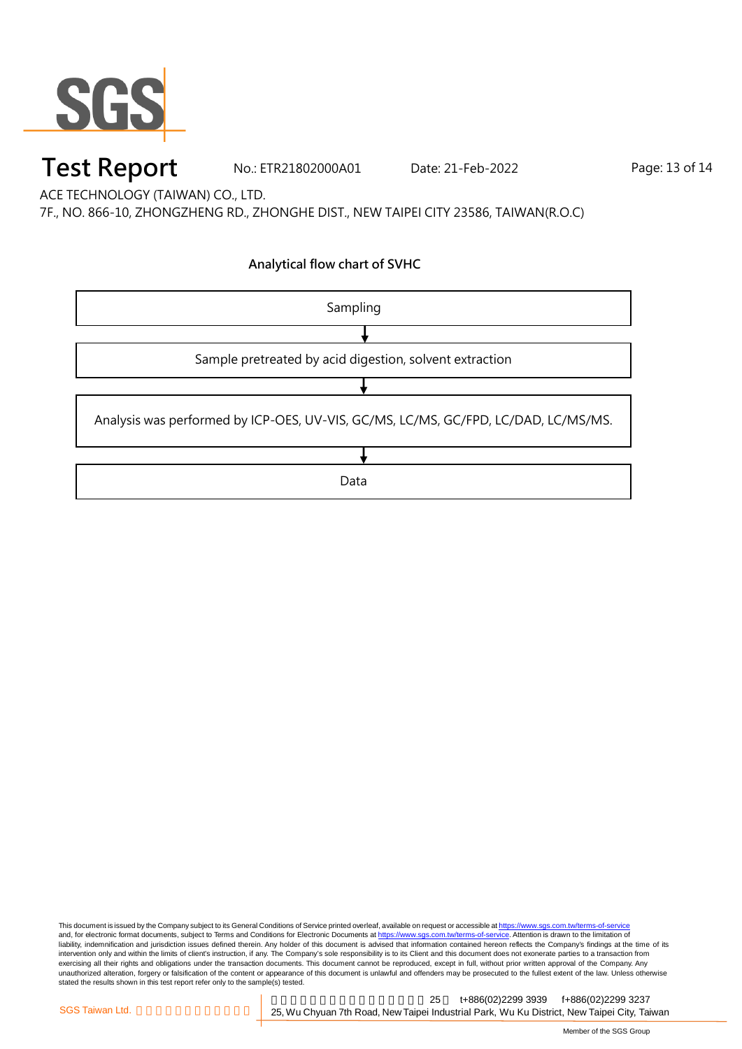ACE TECHNOLOGY (TAIWAN) CO., LTD.
7F., NO. 866-10, ZHONGZHENG RD., ZHONGHE DIST., NEW TAIPEI CITY 23586, TAIWAN(R.O.C)

## Analytical flow chart of SVHC

Sampling

↓

Sample pretreated by acid digestion, solvent extraction

↓

Analysis was performed by ICP-OES, UV-VIS, GC/MS, LC/MS, GC/FPD, LC/DAD, LC/MS/MS.

↓

Data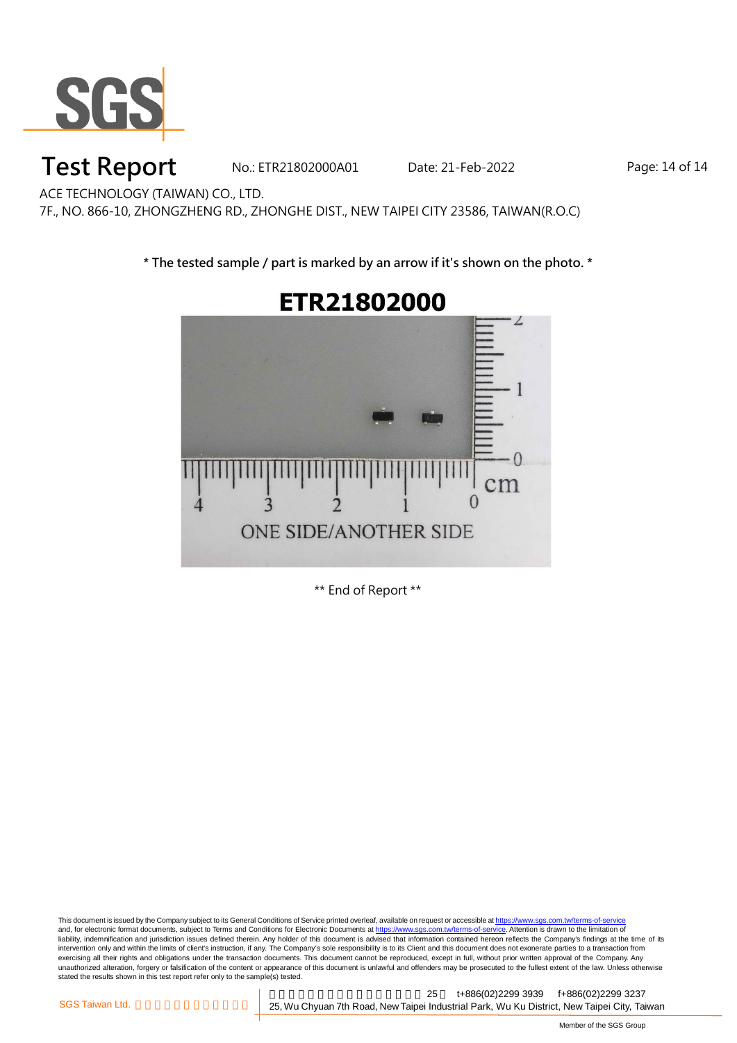# Test Report

No.: ETR21802000A01 Date: 21-Feb-2022

ACE TECHNOLOGY (TAIWAN) CO., LTD.

7F., NO. 866-10, ZHONGZHENG RD., ZHONGHE DIST., NEW TAIPEI CITY 23586, TAIWAN(R.O.C)

**\* The tested sample / part is marked by an arrow if it's shown on the photo. \***

**ETR21802000**

ONE SIDE/ANOTHER SIDE

\*\* End of Report \*\*

This document is issued by the Company subject to its General Conditions of Service printed overleaf, available on request or accessible at https://www.sgs.com.tw/terms-of-service and, for electronic format documents, subject to Terms and Conditions for Electronic Documents at https://www.sgs.com.tw/terms-of-service. Attention is drawn to the limitation of liability, indemnification and jurisdiction issues defined therein. Any holder of this document is advised that information contained hereon reflects the Company's findings at the time of its intervention only and within the limits of client's instruction, if any. The Company's sole responsibility is to its Client and this document does not exonerate parties to a transaction from exercising all their rights and obligations under the transaction documents. This document cannot be reproduced, except in full, without prior written approval of the Company. Any unauthorized alteration, forgery or falsification of the content or appearance of this document is unlawful and offenders may be prosecuted to the fullest extent of the law. Unless otherwise stated the results shown in this test report refer only to the sample(s) tested.

SGS Taiwan Ltd. | 25 t+886(02)2299 3939 f+886(02)2299 3237
25, Wu Chyuan 7th Road, New Taipei Industrial Park, Wu Ku District, New Taipei City, Taiwan

Member of the SGS Group